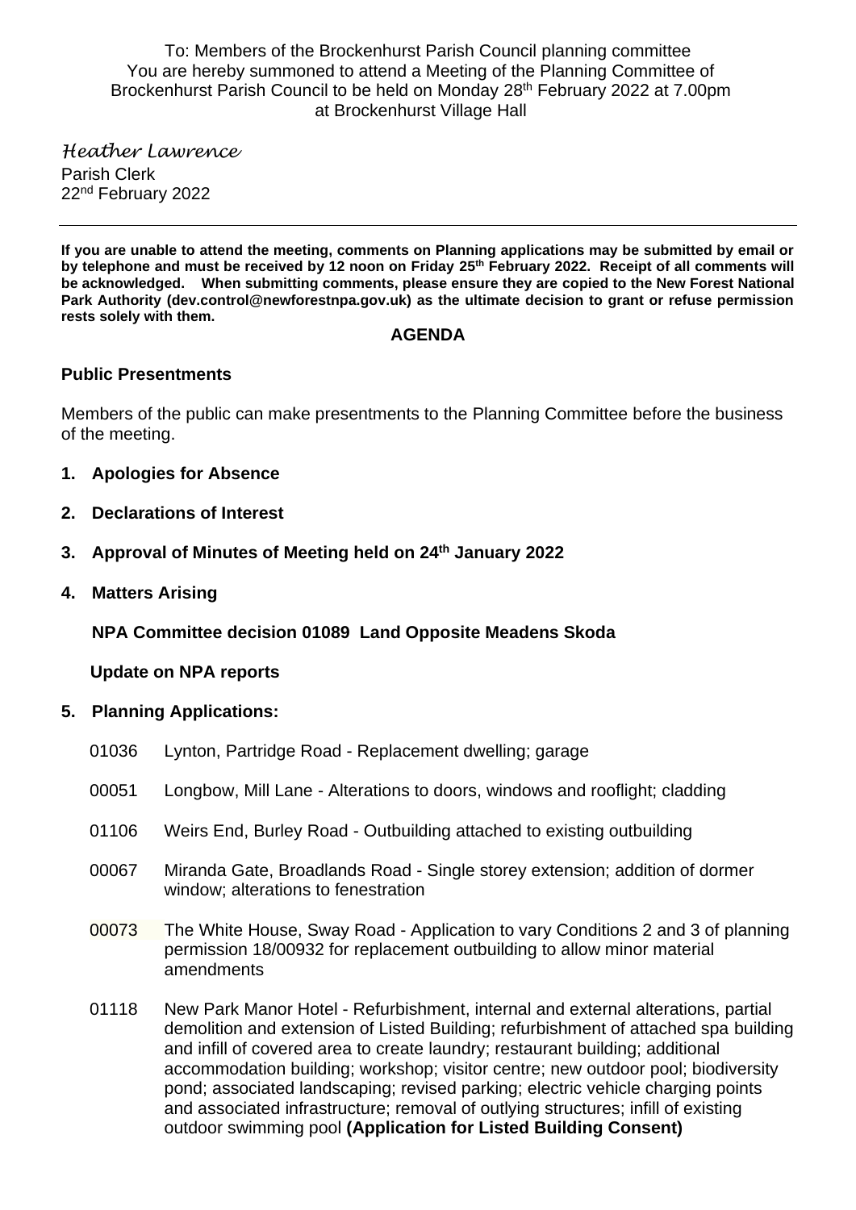To: Members of the Brockenhurst Parish Council planning committee
You are hereby summoned to attend a Meeting of the Planning Committee of Brockenhurst Parish Council to be held on Monday 28th February 2022 at 7.00pm at Brockenhurst Village Hall

*Heather Lawrence*
Parish Clerk
22nd February 2022

---

**If you are unable to attend the meeting, comments on Planning applications may be submitted by email or by telephone and must be received by 12 noon on Friday 25th February 2022. Receipt of all comments will be acknowledged. When submitting comments, please ensure they are copied to the New Forest National Park Authority (dev.control@newforestnpa.gov.uk) as the ultimate decision to grant or refuse permission rests solely with them.**

## AGENDA

**Public Presentments**

Members of the public can make presentments to the Planning Committee before the business of the meeting.

1. **Apologies for Absence**
2. **Declarations of Interest**
3. **Approval of Minutes of Meeting held on 24th January 2022**
4. **Matters Arising**

   **NPA Committee decision 01089 Land Opposite Meadens Skoda**

   **Update on NPA reports**

5. **Planning Applications:**

   01036 Lynton, Partridge Road - Replacement dwelling; garage

   00051 Longbow, Mill Lane - Alterations to doors, windows and rooflight; cladding

   01106 Weirs End, Burley Road - Outbuilding attached to existing outbuilding

   00067 Miranda Gate, Broadlands Road - Single storey extension; addition of dormer window; alterations to fenestration

   00073 The White House, Sway Road - Application to vary Conditions 2 and 3 of planning permission 18/00932 for replacement outbuilding to allow minor material amendments

   01118 New Park Manor Hotel - Refurbishment, internal and external alterations, partial demolition and extension of Listed Building; refurbishment of attached spa building and infill of covered area to create laundry; restaurant building; additional accommodation building; workshop; visitor centre; new outdoor pool; biodiversity pond; associated landscaping; revised parking; electric vehicle charging points and associated infrastructure; removal of outlying structures; infill of existing outdoor swimming pool **(Application for Listed Building Consent)**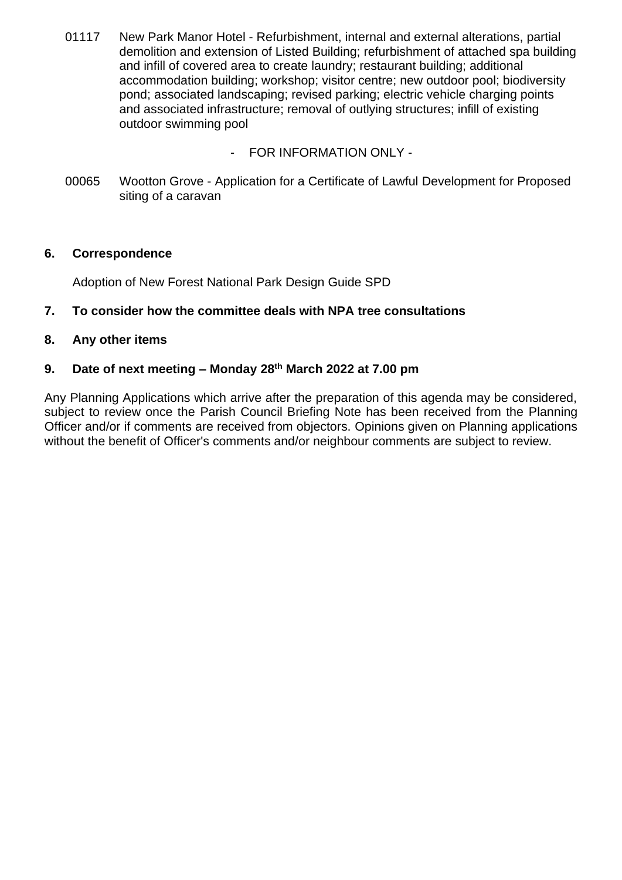01117 New Park Manor Hotel - Refurbishment, internal and external alterations, partial demolition and extension of Listed Building; refurbishment of attached spa building and infill of covered area to create laundry; restaurant building; additional accommodation building; workshop; visitor centre; new outdoor pool; biodiversity pond; associated landscaping; revised parking; electric vehicle charging points and associated infrastructure; removal of outlying structures; infill of existing outdoor swimming pool

- FOR INFORMATION ONLY -

00065 Wootton Grove - Application for a Certificate of Lawful Development for Proposed siting of a caravan

**6. Correspondence**

Adoption of New Forest National Park Design Guide SPD

**7. To consider how the committee deals with NPA tree consultations**

**8. Any other items**

**9. Date of next meeting – Monday 28th March 2022 at 7.00 pm**

Any Planning Applications which arrive after the preparation of this agenda may be considered, subject to review once the Parish Council Briefing Note has been received from the Planning Officer and/or if comments are received from objectors. Opinions given on Planning applications without the benefit of Officer's comments and/or neighbour comments are subject to review.